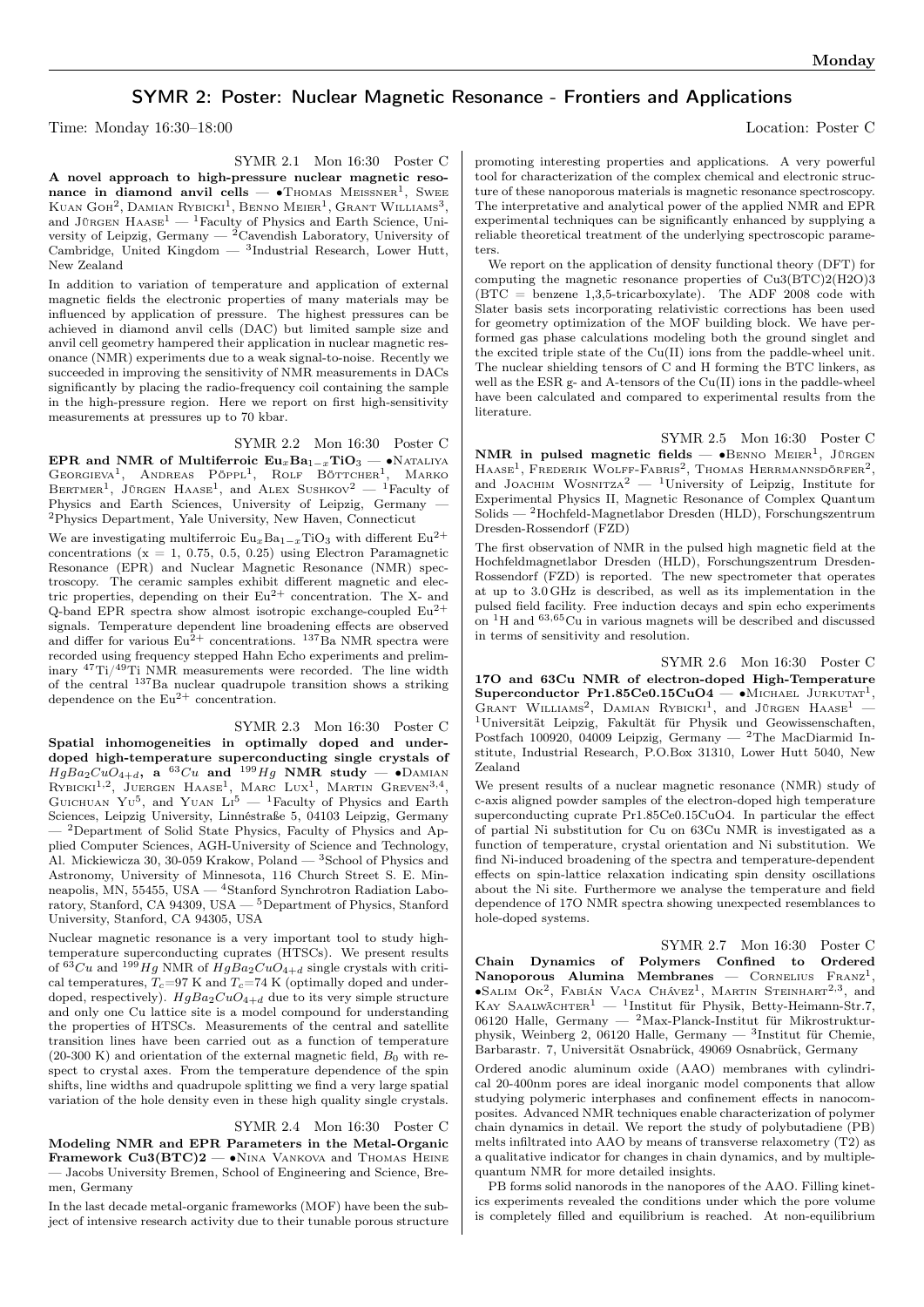## SYMR 2: Poster: Nuclear Magnetic Resonance - Frontiers and Applications

Time: Monday 16:30–18:00 Location: Poster C

SYMR 2.1 Mon 16:30 Poster C

**A novel approach to high-pressure nuclear magnetic resonance in diamond anvil cells** — •Thomas Meissner[1], Swee Kuan Goh[2], Damian Rybicki[1], Benno Meier[1], Grant Williams[3], and Jürgen Haase[1] — [1]Faculty of Physics and Earth Science, University of Leipzig, Germany — [2]Cavendish Laboratory, University of Cambridge, United Kingdom — [3]Industrial Research, Lower Hutt, New Zealand

In addition to variation of temperature and application of external magnetic fields the electronic properties of many materials may be influenced by application of pressure. The highest pressures can be achieved in diamond anvil cells (DAC) but limited sample size and anvil cell geometry hampered their application in nuclear magnetic resonance (NMR) experiments due to a weak signal-to-noise. Recently we succeeded in improving the sensitivity of NMR measurements in DACs significantly by placing the radio-frequency coil containing the sample in the high-pressure region. Here we report on first high-sensitivity measurements at pressures up to 70 kbar.

SYMR 2.2 Mon 16:30 Poster C

**EPR and NMR of Multiferroic $Eu_xBa_{1-x}TiO_3$** — •Nataliya Georgieva[1], Andreas Pöppl[1], Rolf Böttcher[1], Marko Bertmer[1], Jürgen Haase[1], and Alex Sushkov[2] — [1]Faculty of Physics and Earth Sciences, University of Leipzig, Germany — [2]Physics Department, Yale University, New Haven, Connecticut

We are investigating multiferroic $Eu_xBa_{1-x}TiO_3$ with different $Eu^{2+}$ concentrations (x = 1, 0.75, 0.5, 0.25) using Electron Paramagnetic Resonance (EPR) and Nuclear Magnetic Resonance (NMR) spectroscopy. The ceramic samples exhibit different magnetic and electric properties, depending on their $Eu^{2+}$ concentration. The X- and Q-band EPR spectra show almost isotropic exchange-coupled $Eu^{2+}$ signals. Temperature dependent line broadening effects are observed and differ for various $Eu^{2+}$ concentrations. $^{137}Ba$ NMR spectra were recorded using frequency stepped Hahn Echo experiments and preliminary $^{47}Ti/^{49}Ti$ NMR measurements were recorded. The line width of the central $^{137}Ba$ nuclear quadrupole transition shows a striking dependence on the $Eu^{2+}$ concentration.

SYMR 2.3 Mon 16:30 Poster C

**Spatial inhomogeneities in optimally doped and underdoped high-temperature superconducting single crystals of $HgBa_2CuO_{4+d}$, a $^{63}Cu$ and $^{199}Hg$ NMR study** — •Damian Rybicki[1,2], Juergen Haase[1], Marc Lux[1], Martin Greven[3,4], Guichuan Yu[5], and Yuan Li[5] — [1]Faculty of Physics and Earth Sciences, Leipzig University, Linnéstraße 5, 04103 Leipzig, Germany — [2]Department of Solid State Physics, Faculty of Physics and Applied Computer Sciences, AGH-University of Science and Technology, Al. Mickiewicza 30, 30-059 Krakow, Poland — [3]School of Physics and Astronomy, University of Minnesota, 116 Church Street S. E. Minneapolis, MN, 55455, USA — [4]Stanford Synchrotron Radiation Laboratory, Stanford, CA 94309, USA — [5]Department of Physics, Stanford University, Stanford, CA 94305, USA

Nuclear magnetic resonance is a very important tool to study high-temperature superconducting cuprates (HTSCs). We present results of $^{63}Cu$ and $^{199}Hg$ NMR of $HgBa_2CuO_{4+d}$ single crystals with critical temperatures, $T_c$=97 K and $T_c$=74 K (optimally doped and underdoped, respectively). $HgBa_2CuO_{4+d}$ due to its very simple structure and only one Cu lattice site is a model compound for understanding the properties of HTSCs. Measurements of the central and satellite transition lines have been carried out as a function of temperature (20-300 K) and orientation of the external magnetic field, $B_0$ with respect to crystal axes. From the temperature dependence of the spin shifts, line widths and quadrupole splitting we find a very large spatial variation of the hole density even in these high quality single crystals.

SYMR 2.4 Mon 16:30 Poster C

**Modeling NMR and EPR Parameters in the Metal-Organic Framework Cu3(BTC)2** — •Nina Vankova and Thomas Heine — Jacobs University Bremen, School of Engineering and Science, Bremen, Germany

In the last decade metal-organic frameworks (MOF) have been the subject of intensive research activity due to their tunable porous structure promoting interesting properties and applications. A very powerful tool for characterization of the complex chemical and electronic structure of these nanoporous materials is magnetic resonance spectroscopy. The interpretative and analytical power of the applied NMR and EPR experimental techniques can be significantly enhanced by supplying a reliable theoretical treatment of the underlying spectroscopic parameters.

We report on the application of density functional theory (DFT) for computing the magnetic resonance properties of Cu3(BTC)2(H2O)3 (BTC = benzene 1,3,5-tricarboxylate). The ADF 2008 code with Slater basis sets incorporating relativistic corrections has been used for geometry optimization of the MOF building block. We have performed gas phase calculations modeling both the ground singlet and the excited triple state of the Cu(II) ions from the paddle-wheel unit. The nuclear shielding tensors of C and H forming the BTC linkers, as well as the ESR g- and A-tensors of the Cu(II) ions in the paddle-wheel have been calculated and compared to experimental results from the literature.

SYMR 2.5 Mon 16:30 Poster C

**NMR in pulsed magnetic fields** — •Benno Meier[1], Jürgen Haase[1], Frederik Wolff-Fabris[2], Thomas Herrmannsdörfer[2], and Joachim Wosnitza[2] — [1]University of Leipzig, Institute for Experimental Physics II, Magnetic Resonance of Complex Quantum Solids — [2]Hochfeld-Magnetlabor Dresden (HLD), Forschungszentrum Dresden-Rossendorf (FZD)

The first observation of NMR in the pulsed high magnetic field at the Hochfeldmagnetlabor Dresden (HLD), Forschungszentrum Dresden-Rossendorf (FZD) is reported. The new spectrometer that operates at up to 3.0 GHz is described, as well as its implementation in the pulsed field facility. Free induction decays and spin echo experiments on $^{1}H$ and $^{63,65}Cu$ in various magnets will be described and discussed in terms of sensitivity and resolution.

SYMR 2.6 Mon 16:30 Poster C

**17O and 63Cu NMR of electron-doped High-Temperature Superconductor Pr1.85Ce0.15CuO4** — •Michael Jurkutat[1], Grant Williams[2], Damian Rybicki[1], and Jürgen Haase[1] — [1]Universität Leipzig, Fakultät für Physik und Geowissenschaften, Postfach 100920, 04009 Leipzig, Germany — [2]The MacDiarmid Institute, Industrial Research, P.O.Box 31310, Lower Hutt 5040, New Zealand

We present results of a nuclear magnetic resonance (NMR) study of c-axis aligned powder samples of the electron-doped high temperature superconducting cuprate Pr1.85Ce0.15CuO4. In particular the effect of partial Ni substitution for Cu on 63Cu NMR is investigated as a function of temperature, crystal orientation and Ni substitution. We find Ni-induced broadening of the spectra and temperature-dependent effects on spin-lattice relaxation indicating spin density oscillations about the Ni site. Furthermore we analyse the temperature and field dependence of 17O NMR spectra showing unexpected resemblances to hole-doped systems.

SYMR 2.7 Mon 16:30 Poster C

**Chain Dynamics of Polymers Confined to Ordered Nanoporous Alumina Membranes** — Cornelius Franz[1], •Salim Ok[2], Fabián Vaca Chávez[1], Martin Steinhart[2,3], and Kay Saalwächter[1] — [1]Institut für Physik, Betty-Heimann-Str.7, 06120 Halle, Germany — [2]Max-Planck-Institut für Mikrostrukturphysik, Weinberg 2, 06120 Halle, Germany — [3]Institut für Chemie, Barbarastr. 7, Universität Osnabrück, 49069 Osnabrück, Germany

Ordered anodic aluminum oxide (AAO) membranes with cylindrical 20-400nm pores are ideal inorganic model components that allow studying polymeric interphases and confinement effects in nanocomposites. Advanced NMR techniques enable characterization of polymer chain dynamics in detail. We report the study of polybutadiene (PB) melts infiltrated into AAO by means of transverse relaxometry (T2) as a qualitative indicator for changes in chain dynamics, and by multiple-quantum NMR for more detailed insights.

PB forms solid nanorods in the nanopores of the AAO. Filling kinetics experiments revealed the conditions under which the pore volume is completely filled and equilibrium is reached. At non-equilibrium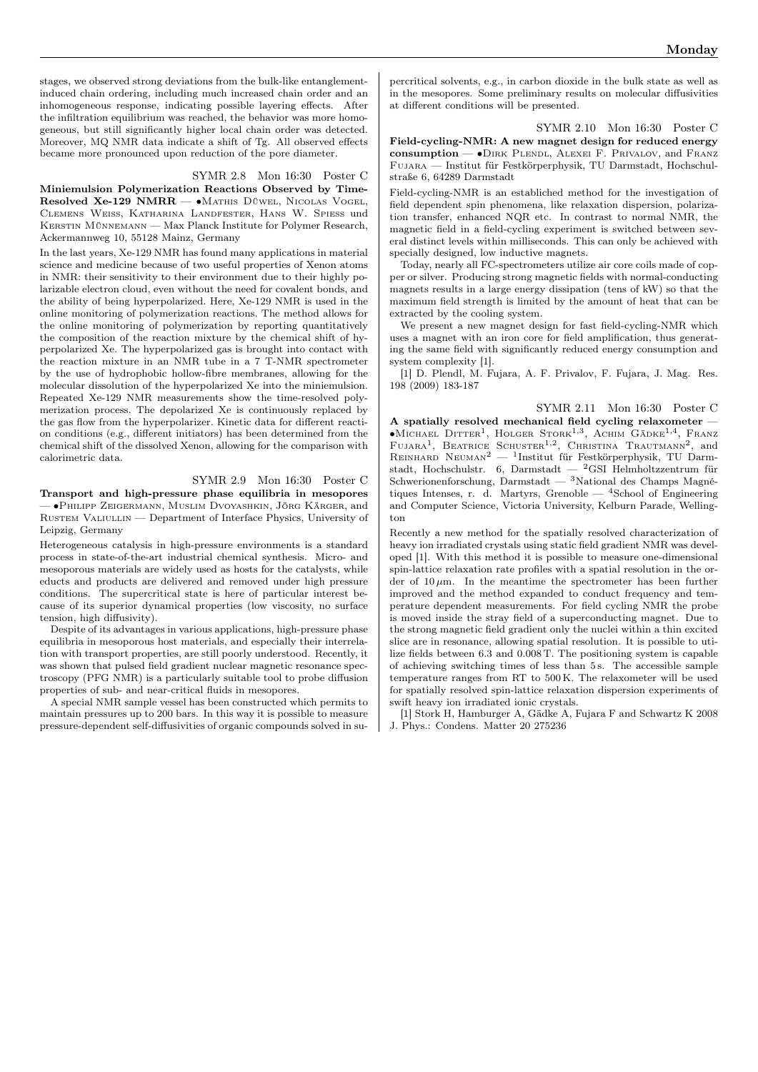stages, we observed strong deviations from the bulk-like entanglement-induced chain ordering, including much increased chain order and an inhomogeneous response, indicating possible layering effects. After the infiltration equilibrium was reached, the behavior was more homogeneous, but still significantly higher local chain order was detected. Moreover, MQ NMR data indicate a shift of Tg. All observed effects became more pronounced upon reduction of the pore diameter.

SYMR 2.8 Mon 16:30 Poster C

**Miniemulsion Polymerization Reactions Observed by Time-Resolved Xe-129 NMRR** — •Mathis Düwel, Nicolas Vogel, Clemens Weiss, Katharina Landfester, Hans W. Spiess und Kerstin Münnemann — Max Planck Institute for Polymer Research, Ackermannweg 10, 55128 Mainz, Germany

In the last years, Xe-129 NMR has found many applications in material science and medicine because of two useful properties of Xenon atoms in NMR: their sensitivity to their environment due to their highly polarizable electron cloud, even without the need for covalent bonds, and the ability of being hyperpolarized. Here, Xe-129 NMR is used in the online monitoring of polymerization reactions. The method allows for the online monitoring of polymerization by reporting quantitatively the composition of the reaction mixture by the chemical shift of hyperpolarized Xe. The hyperpolarized gas is brought into contact with the reaction mixture in an NMR tube in a 7 T-NMR spectrometer by the use of hydrophobic hollow-fibre membranes, allowing for the molecular dissolution of the hyperpolarized Xe into the miniemulsion. Repeated Xe-129 NMR measurements show the time-resolved polymerization process. The depolarized Xe is continuously replaced by the gas flow from the hyperpolarizer. Kinetic data for different reaction conditions (e.g., different initiators) has been determined from the chemical shift of the dissolved Xenon, allowing for the comparison with calorimetric data.

SYMR 2.9 Mon 16:30 Poster C

**Transport and high-pressure phase equilibria in mesopores** — •Philipp Zeigermann, Muslim Dvoyashkin, Jörg Kärger, and Rustem Valiullin — Department of Interface Physics, University of Leipzig, Germany

Heterogeneous catalysis in high-pressure environments is a standard process in state-of-the-art industrial chemical synthesis. Micro- and mesoporous materials are widely used as hosts for the catalysts, while educts and products are delivered and removed under high pressure conditions. The supercritical state is here of particular interest because of its superior dynamical properties (low viscosity, no surface tension, high diffusivity).

Despite of its advantages in various applications, high-pressure phase equilibria in mesoporous host materials, and especially their interrelation with transport properties, are still poorly understood. Recently, it was shown that pulsed field gradient nuclear magnetic resonance spectroscopy (PFG NMR) is a particularly suitable tool to probe diffusion properties of sub- and near-critical fluids in mesopores.

A special NMR sample vessel has been constructed which permits to maintain pressures up to 200 bars. In this way it is possible to measure pressure-dependent self-diffusivities of organic compounds solved in supercritical solvents, e.g., in carbon dioxide in the bulk state as well as in the mesopores. Some preliminary results on molecular diffusivities at different conditions will be presented.

SYMR 2.10 Mon 16:30 Poster C

**Field-cycling-NMR: A new magnet design for reduced energy consumption** — •Dirk Plendl, Alexei F. Privalov, and Franz Fujara — Institut für Festkörperphysik, TU Darmstadt, Hochschulstraße 6, 64289 Darmstadt

Field-cycling-NMR is an establiched method for the investigation of field dependent spin phenomena, like relaxation dispersion, polarization transfer, enhanced NQR etc. In contrast to normal NMR, the magnetic field in a field-cycling experiment is switched between several distinct levels within milliseconds. This can only be achieved with specially designed, low inductive magnets.

Today, nearly all FC-spectrometers utilize air core coils made of copper or silver. Producing strong magnetic fields with normal-conducting magnets results in a large energy dissipation (tens of kW) so that the maximum field strength is limited by the amount of heat that can be extracted by the cooling system.

We present a new magnet design for fast field-cycling-NMR which uses a magnet with an iron core for field amplification, thus generating the same field with significantly reduced energy consumption and system complexity [1].

[1] D. Plendl, M. Fujara, A. F. Privalov, F. Fujara, J. Mag. Res. 198 (2009) 183-187

SYMR 2.11 Mon 16:30 Poster C

**A spatially resolved mechanical field cycling relaxometer** — •Michael Ditter[1], Holger Stork[1,3], Achim Gädke[1,4], Franz Fujara[1], Beatrice Schuster[1,2], Christina Trautmann[2], and Reinhard Neuman[2] — [1]Institut für Festkörperphysik, TU Darmstadt, Hochschulstr. 6, Darmstadt — [2]GSI Helmholtzzentrum für Schwerionenforschung, Darmstadt — [3]National des Champs Magnétiques Intenses, r. d. Martyrs, Grenoble — [4]School of Engineering and Computer Science, Victoria University, Kelburn Parade, Wellington

Recently a new method for the spatially resolved characterization of heavy ion irradiated crystals using static field gradient NMR was developed [1]. With this method it is possible to measure one-dimensional spin-lattice relaxation rate profiles with a spatial resolution in the order of $10\,\mu$m. In the meantime the spectrometer has been further improved and the method expanded to conduct frequency and temperature dependent measurements. For field cycling NMR the probe is moved inside the stray field of a superconducting magnet. Due to the strong magnetic field gradient only the nuclei within a thin excited slice are in resonance, allowing spatial resolution. It is possible to utilize fields between 6.3 and 0.008 T. The positioning system is capable of achieving switching times of less than 5 s. The accessible sample temperature ranges from RT to 500 K. The relaxometer will be used for spatially resolved spin-lattice relaxation dispersion experiments of swift heavy ion irradiated ionic crystals.

[1] Stork H, Hamburger A, Gädke A, Fujara F and Schwartz K 2008 J. Phys.: Condens. Matter 20 275236